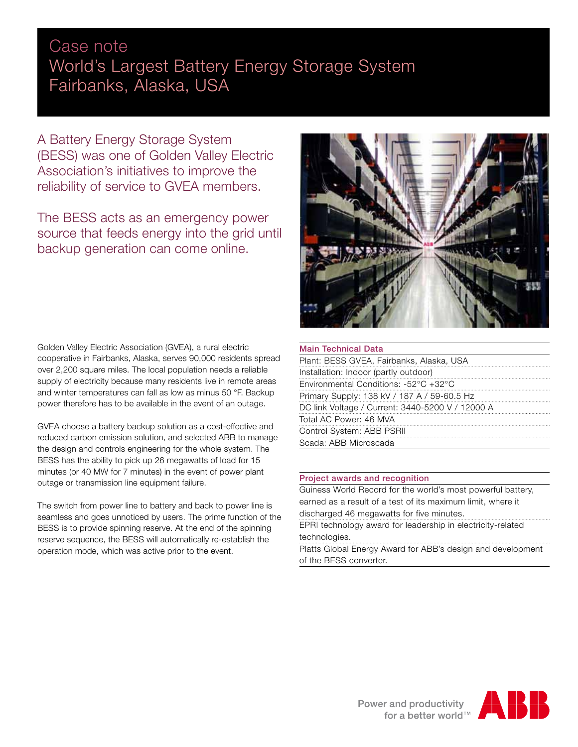# Case note
# World's Largest Battery Energy Storage System
# Fairbanks, Alaska, USA

A Battery Energy Storage System (BESS) was one of Golden Valley Electric Association's initiatives to improve the reliability of service to GVEA members.

The BESS acts as an emergency power source that feeds energy into the grid until backup generation can come online.

Golden Valley Electric Association (GVEA), a rural electric cooperative in Fairbanks, Alaska, serves 90,000 residents spread over 2,200 square miles. The local population needs a reliable supply of electricity because many residents live in remote areas and winter temperatures can fall as low as minus 50 °F. Backup power therefore has to be available in the event of an outage.

GVEA choose a battery backup solution as a cost-effective and reduced carbon emission solution, and selected ABB to manage the design and controls engineering for the whole system. The BESS has the ability to pick up 26 megawatts of load for 15 minutes (or 40 MW for 7 minutes) in the event of power plant outage or transmission line equipment failure.

The switch from power line to battery and back to power line is seamless and goes unnoticed by users. The prime function of the BESS is to provide spinning reserve. At the end of the spinning reserve sequence, the BESS will automatically re-establish the operation mode, which was active prior to the event.

| Main Technical Data |
| --- |
| Plant: BESS GVEA, Fairbanks, Alaska, USA |
| Installation: Indoor (partly outdoor) |
| Environmental Conditions: -52°C +32°C |
| Primary Supply: 138 kV / 187 A / 59-60.5 Hz |
| DC link Voltage / Current: 3440-5200 V / 12000 A |
| Total AC Power: 46 MVA |
| Control System: ABB PSRII |
| Scada: ABB Microscada |

| Project awards and recognition |
| --- |
| Guiness World Record for the world's most powerful battery, earned as a result of a test of its maximum limit, where it discharged 46 megawatts for five minutes. |
| EPRI technology award for leadership in electricity-related technologies. |
| Platts Global Energy Award for ABB's design and development of the BESS converter. |

Power and productivity for a better world™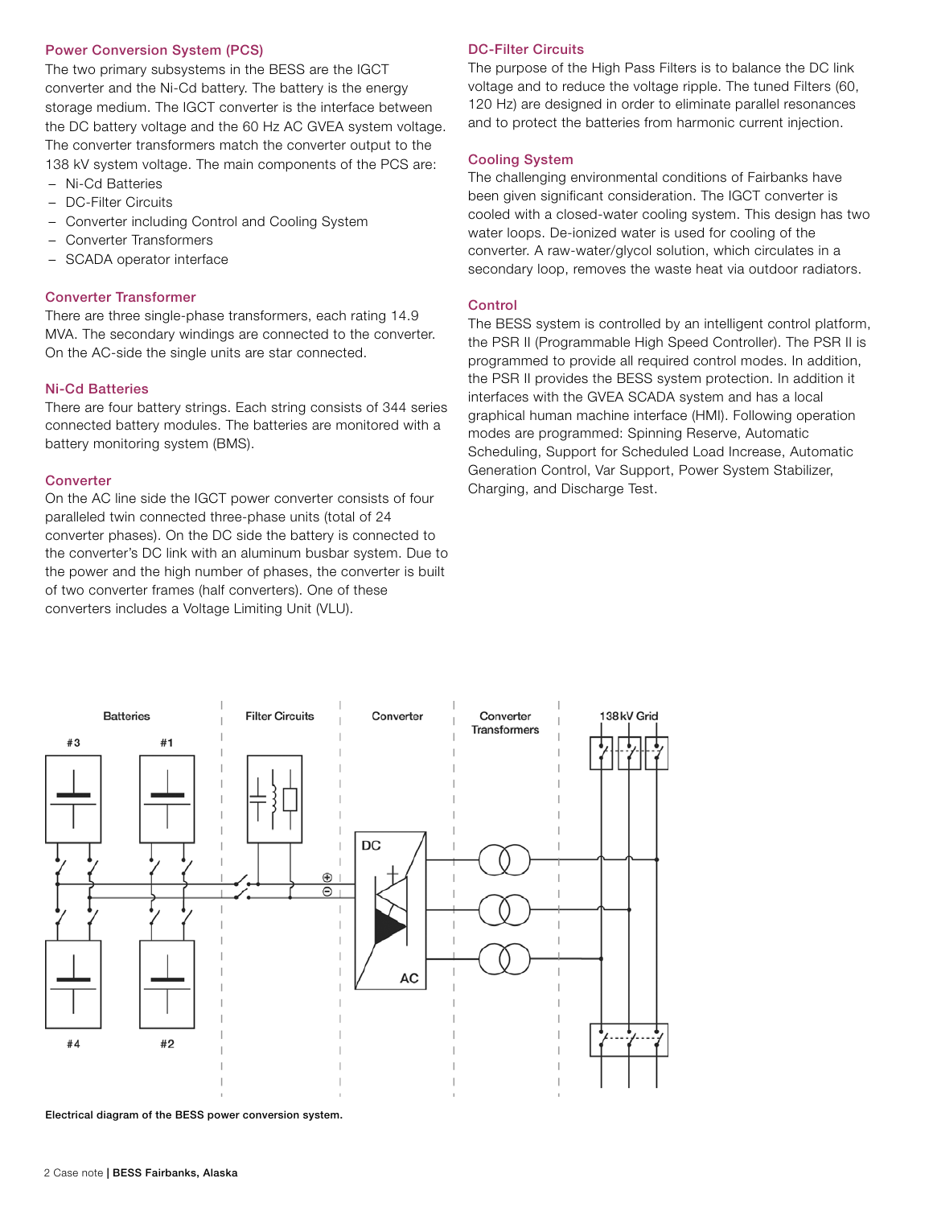## Power Conversion System (PCS)

The two primary subsystems in the BESS are the IGCT converter and the Ni-Cd battery. The battery is the energy storage medium. The IGCT converter is the interface between the DC battery voltage and the 60 Hz AC GVEA system voltage. The converter transformers match the converter output to the 138 kV system voltage. The main components of the PCS are:

- Ni-Cd Batteries
- DC-Filter Circuits
- Converter including Control and Cooling System
- Converter Transformers
- SCADA operator interface

## Converter Transformer

There are three single-phase transformers, each rating 14.9 MVA. The secondary windings are connected to the converter. On the AC-side the single units are star connected.

## Ni-Cd Batteries

There are four battery strings. Each string consists of 344 series connected battery modules. The batteries are monitored with a battery monitoring system (BMS).

## Converter

On the AC line side the IGCT power converter consists of four paralleled twin connected three-phase units (total of 24 converter phases). On the DC side the battery is connected to the converter's DC link with an aluminum busbar system. Due to the power and the high number of phases, the converter is built of two converter frames (half converters). One of these converters includes a Voltage Limiting Unit (VLU).

## DC-Filter Circuits

The purpose of the High Pass Filters is to balance the DC link voltage and to reduce the voltage ripple. The tuned Filters (60, 120 Hz) are designed in order to eliminate parallel resonances and to protect the batteries from harmonic current injection.

## Cooling System

The challenging environmental conditions of Fairbanks have been given significant consideration. The IGCT converter is cooled with a closed-water cooling system. This design has two water loops. De-ionized water is used for cooling of the converter. A raw-water/glycol solution, which circulates in a secondary loop, removes the waste heat via outdoor radiators.

## Control

The BESS system is controlled by an intelligent control platform, the PSR II (Programmable High Speed Controller). The PSR II is programmed to provide all required control modes. In addition, the PSR II provides the BESS system protection. In addition it interfaces with the GVEA SCADA system and has a local graphical human machine interface (HMI). Following operation modes are programmed: Spinning Reserve, Automatic Scheduling, Support for Scheduled Load Increase, Automatic Generation Control, Var Support, Power System Stabilizer, Charging, and Discharge Test.

Batteries | Filter Circuits | Converter | Converter Transformers | 138 kV Grid

#3 #1 #4 #2 DC AC

Electrical diagram of the BESS power conversion system.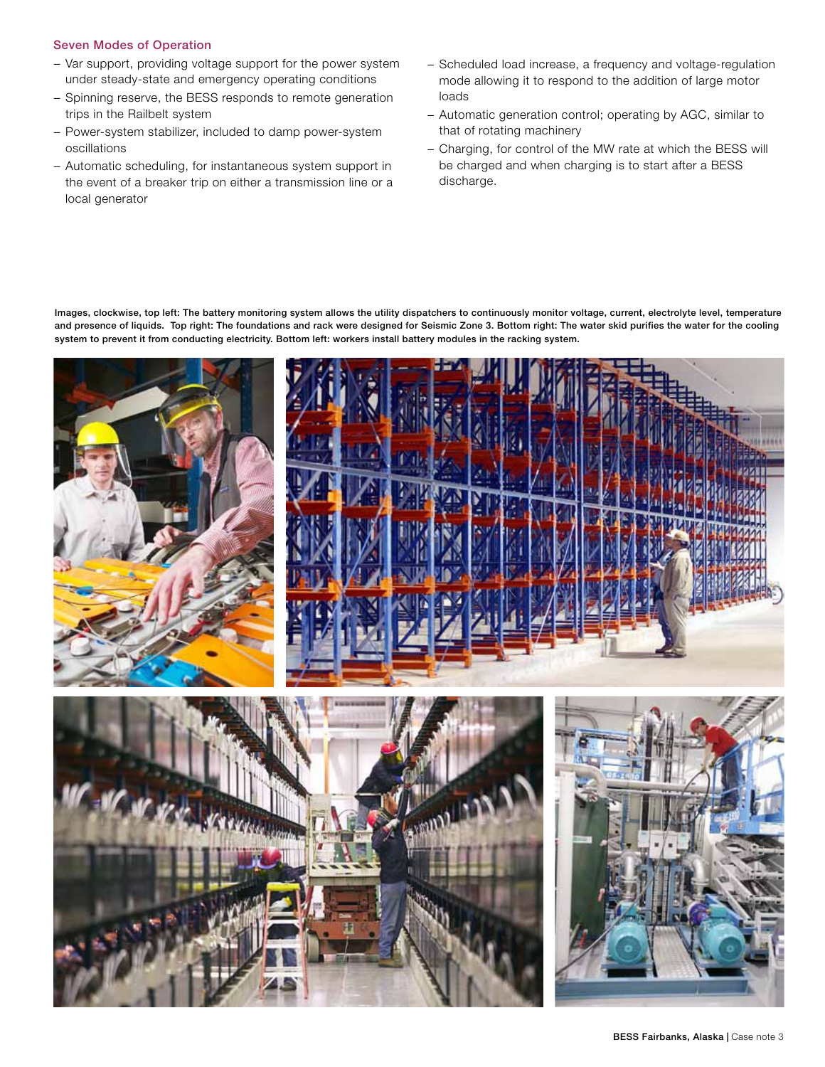## Seven Modes of Operation

- Var support, providing voltage support for the power system under steady-state and emergency operating conditions
- Spinning reserve, the BESS responds to remote generation trips in the Railbelt system
- Power-system stabilizer, included to damp power-system oscillations
- Automatic scheduling, for instantaneous system support in the event of a breaker trip on either a transmission line or a local generator
- Scheduled load increase, a frequency and voltage-regulation mode allowing it to respond to the addition of large motor loads
- Automatic generation control; operating by AGC, similar to that of rotating machinery
- Charging, for control of the MW rate at which the BESS will be charged and when charging is to start after a BESS discharge.

**Images, clockwise, top left: The battery monitoring system allows the utility dispatchers to continuously monitor voltage, current, electrolyte level, temperature and presence of liquids. Top right: The foundations and rack were designed for Seismic Zone 3. Bottom right: The water skid purifies the water for the cooling system to prevent it from conducting electricity. Bottom left: workers install battery modules in the racking system.**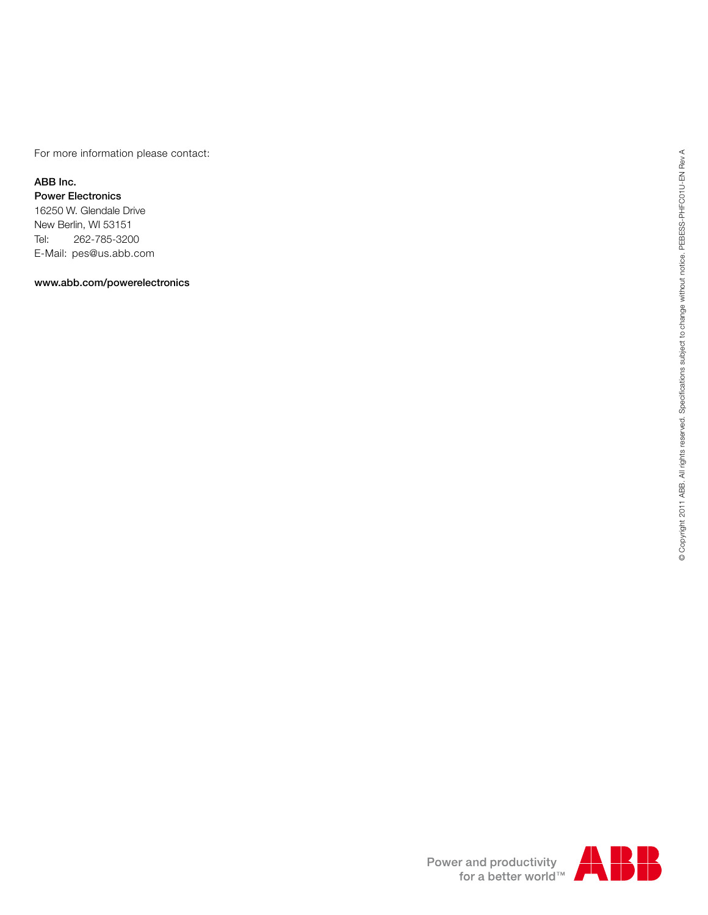For more information please contact:

**ABB Inc.**
**Power Electronics**
16250 W. Glendale Drive
New Berlin, WI 53151
Tel: 262-785-3200
E-Mail: pes@us.abb.com

**www.abb.com/powerelectronics**

© Copyright 2011 ABB. All rights reserved. Specifications subject to change without notice. PEBESS-PHFC01U-EN Rev A

Power and productivity
for a better world™